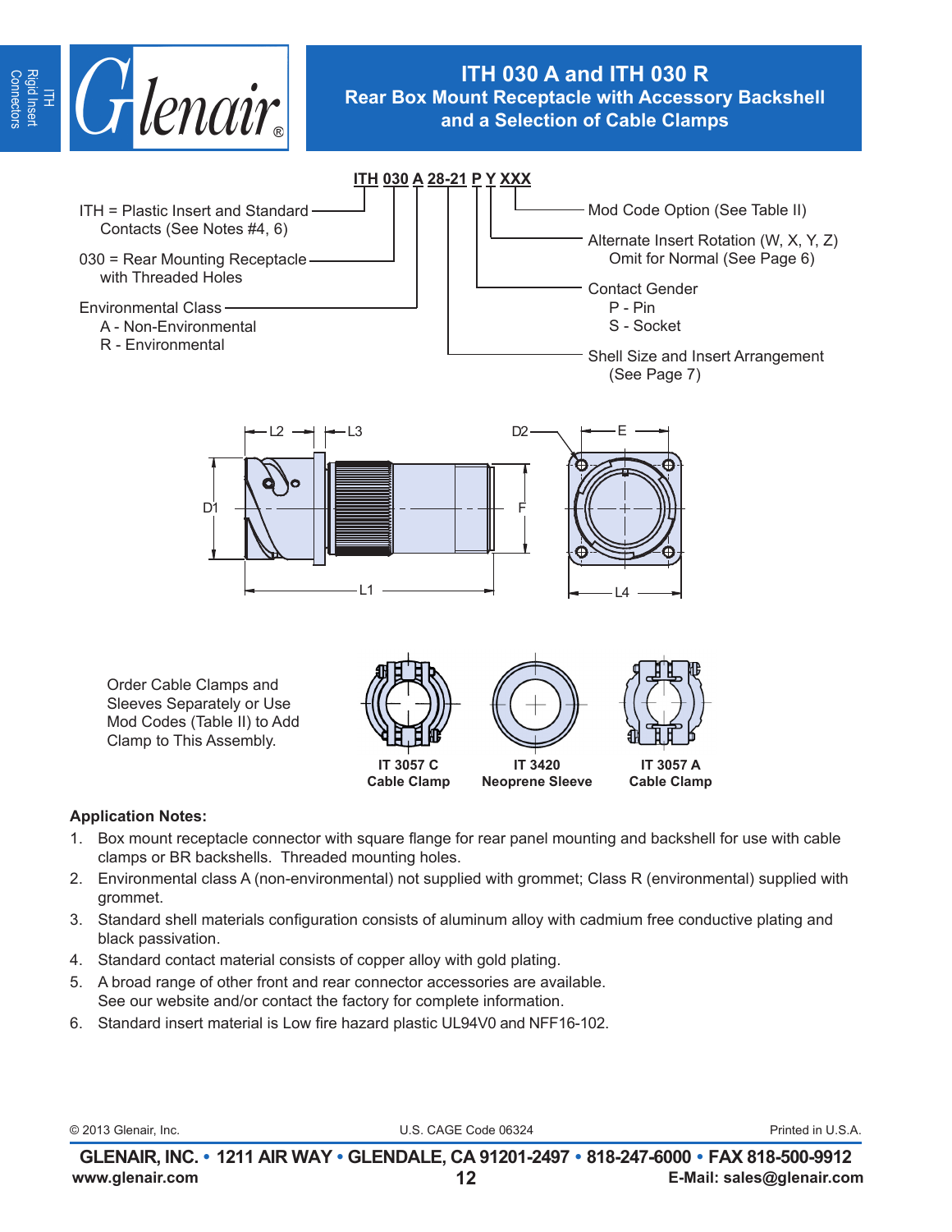# ITH 030 A and ITH 030 R

## Rear Box Mount Receptacle with Accessory Backshell and a Selection of Cable Clamps

**ITH 030 A 28-21 P Y XXX**

- ITH = Plastic Insert and Standard Contacts (See Notes #4, 6)
- 030 = Rear Mounting Receptacle with Threaded Holes
- Environmental Class
  - A - Non-Environmental
  - R - Environmental
- Shell Size and Insert Arrangement (See Page 7)
- Contact Gender
  - P - Pin
  - S - Socket
- Alternate Insert Rotation (W, X, Y, Z) Omit for Normal (See Page 6)
- Mod Code Option (See Table II)

L2 L3 D2 E D1 F L1 L4

Order Cable Clamps and Sleeves Separately or Use Mod Codes (Table II) to Add Clamp to This Assembly.

**IT 3057 C Cable Clamp**

**IT 3420 Neoprene Sleeve**

**IT 3057 A Cable Clamp**

**Application Notes:**

1. Box mount receptacle connector with square flange for rear panel mounting and backshell for use with cable clamps or BR backshells. Threaded mounting holes.
2. Environmental class A (non-environmental) not supplied with grommet; Class R (environmental) supplied with grommet.
3. Standard shell materials configuration consists of aluminum alloy with cadmium free conductive plating and black passivation.
4. Standard contact material consists of copper alloy with gold plating.
5. A broad range of other front and rear connector accessories are available. See our website and/or contact the factory for complete information.
6. Standard insert material is Low fire hazard plastic UL94V0 and NFF16-102.

© 2013 Glenair, Inc. U.S. CAGE Code 06324 Printed in U.S.A.

**GLENAIR, INC. • 1211 AIR WAY • GLENDALE, CA 91201-2497 • 818-247-6000 • FAX 818-500-9912**

**www.glenair.com** **E-Mail: sales@glenair.com**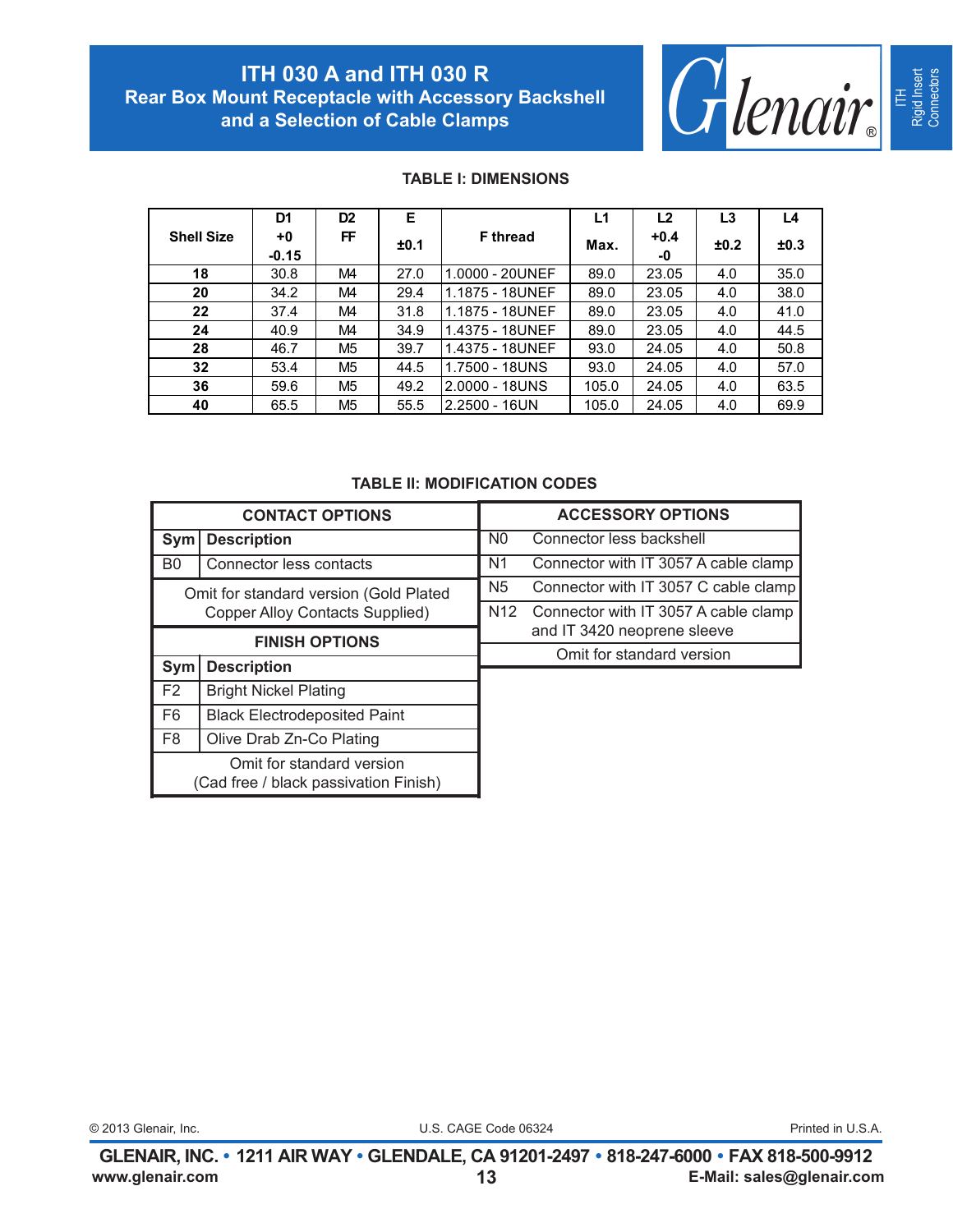# ITH 030 A and ITH 030 R
## Rear Box Mount Receptacle with Accessory Backshell and a Selection of Cable Clamps

### TABLE I: DIMENSIONS

| Shell Size | D1 +0 -0.15 | D2 FF | E ±0.1 | F thread | L1 Max. | L2 +0.4 -0 | L3 ±0.2 | L4 ±0.3 |
|---|---|---|---|---|---|---|---|---|
| 18 | 30.8 | M4 | 27.0 | 1.0000 - 20UNEF | 89.0 | 23.05 | 4.0 | 35.0 |
| 20 | 34.2 | M4 | 29.4 | 1.1875 - 18UNEF | 89.0 | 23.05 | 4.0 | 38.0 |
| 22 | 37.4 | M4 | 31.8 | 1.1875 - 18UNEF | 89.0 | 23.05 | 4.0 | 41.0 |
| 24 | 40.9 | M4 | 34.9 | 1.4375 - 18UNEF | 89.0 | 23.05 | 4.0 | 44.5 |
| 28 | 46.7 | M5 | 39.7 | 1.4375 - 18UNEF | 93.0 | 24.05 | 4.0 | 50.8 |
| 32 | 53.4 | M5 | 44.5 | 1.7500 - 18UNS | 93.0 | 24.05 | 4.0 | 57.0 |
| 36 | 59.6 | M5 | 49.2 | 2.0000 - 18UNS | 105.0 | 24.05 | 4.0 | 63.5 |
| 40 | 65.5 | M5 | 55.5 | 2.2500 - 16UN | 105.0 | 24.05 | 4.0 | 69.9 |

### TABLE II: MODIFICATION CODES

**CONTACT OPTIONS**

| Sym | Description |
|---|---|
| B0 | Connector less contacts |

Omit for standard version (Gold Plated Copper Alloy Contacts Supplied)

**FINISH OPTIONS**

| Sym | Description |
|---|---|
| F2 | Bright Nickel Plating |
| F6 | Black Electrodeposited Paint |
| F8 | Olive Drab Zn-Co Plating |

Omit for standard version (Cad free / black passivation Finish)

**ACCESSORY OPTIONS**

| | |
|---|---|
| N0 | Connector less backshell |
| N1 | Connector with IT 3057 A cable clamp |
| N5 | Connector with IT 3057 C cable clamp |
| N12 | Connector with IT 3057 A cable clamp and IT 3420 neoprene sleeve |

Omit for standard version

© 2013 Glenair, Inc. U.S. CAGE Code 06324 Printed in U.S.A.

GLENAIR, INC. • 1211 AIR WAY • GLENDALE, CA 91201-2497 • 818-247-6000 • FAX 818-500-9912
www.glenair.com E-Mail: sales@glenair.com